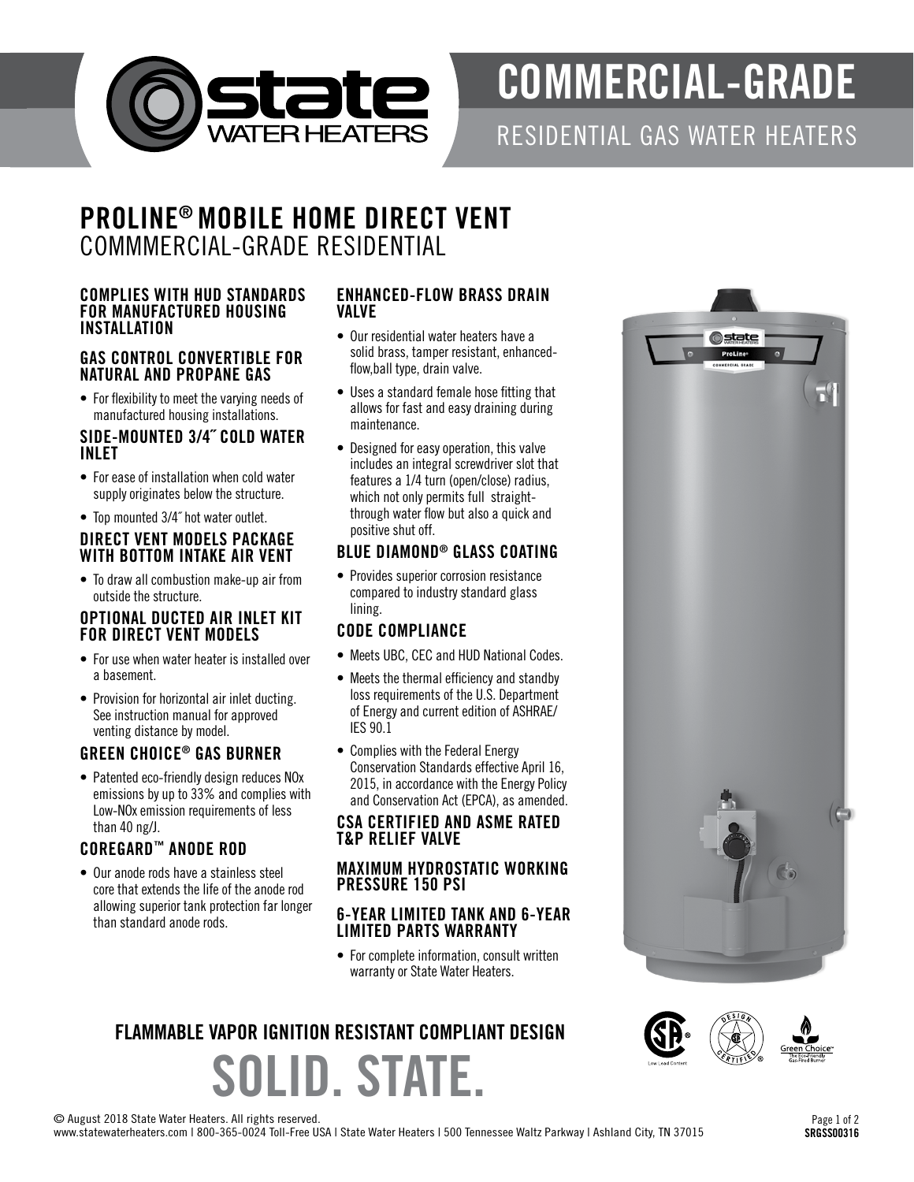# COMMERCIAL-GRADE

RESIDENTIAL GAS WATER HEATERS

## PROLINE® MOBILE HOME DIRECT VENT

COMMMERCIAL-GRADE RESIDENTIAL

### COMPLIES WITH HUD STANDARDS FOR MANUFACTURED HOUSING INSTALLATION

### GAS CONTROL CONVERTIBLE FOR NATURAL AND PROPANE GAS

- For flexibility to meet the varying needs of manufactured housing installations.

### SIDE-MOUNTED 3/4˝ COLD WATER INLET

- For ease of installation when cold water supply originates below the structure.
- Top mounted 3/4˝ hot water outlet.

### DIRECT VENT MODELS PACKAGE WITH BOTTOM INTAKE AIR VENT

- To draw all combustion make-up air from outside the structure.

### OPTIONAL DUCTED AIR INLET KIT FOR DIRECT VENT MODELS

- For use when water heater is installed over a basement.
- Provision for horizontal air inlet ducting. See instruction manual for approved venting distance by model.

### GREEN CHOICE® GAS BURNER

- Patented eco-friendly design reduces NOx emissions by up to 33% and complies with Low-NOx emission requirements of less than 40 ng/J.

### COREGARD™ ANODE ROD

- Our anode rods have a stainless steel core that extends the life of the anode rod allowing superior tank protection far longer than standard anode rods.

### ENHANCED-FLOW BRASS DRAIN VALVE

- Our residential water heaters have a solid brass, tamper resistant, enhanced-flow,ball type, drain valve.
- Uses a standard female hose fitting that allows for fast and easy draining during maintenance.
- Designed for easy operation, this valve includes an integral screwdriver slot that features a 1/4 turn (open/close) radius, which not only permits full straight-through water flow but also a quick and positive shut off.

### BLUE DIAMOND® GLASS COATING

- Provides superior corrosion resistance compared to industry standard glass lining.

### CODE COMPLIANCE

- Meets UBC, CEC and HUD National Codes.
- Meets the thermal efficiency and standby loss requirements of the U.S. Department of Energy and current edition of ASHRAE/IES 90.1
- Complies with the Federal Energy Conservation Standards effective April 16, 2015, in accordance with the Energy Policy and Conservation Act (EPCA), as amended.

### CSA CERTIFIED AND ASME RATED T&P RELIEF VALVE

### MAXIMUM HYDROSTATIC WORKING PRESSURE 150 PSI

### 6-YEAR LIMITED TANK AND 6-YEAR LIMITED PARTS WARRANTY

- For complete information, consult written warranty or State Water Heaters.

**FLAMMABLE VAPOR IGNITION RESISTANT COMPLIANT DESIGN**

## SOLID. STATE.

© August 2018 State Water Heaters. All rights reserved.
www.statewaterheaters.com | 800-365-0024 Toll-Free USA | State Water Heaters | 500 Tennessee Waltz Parkway | Ashland City, TN 37015

SRGSS00316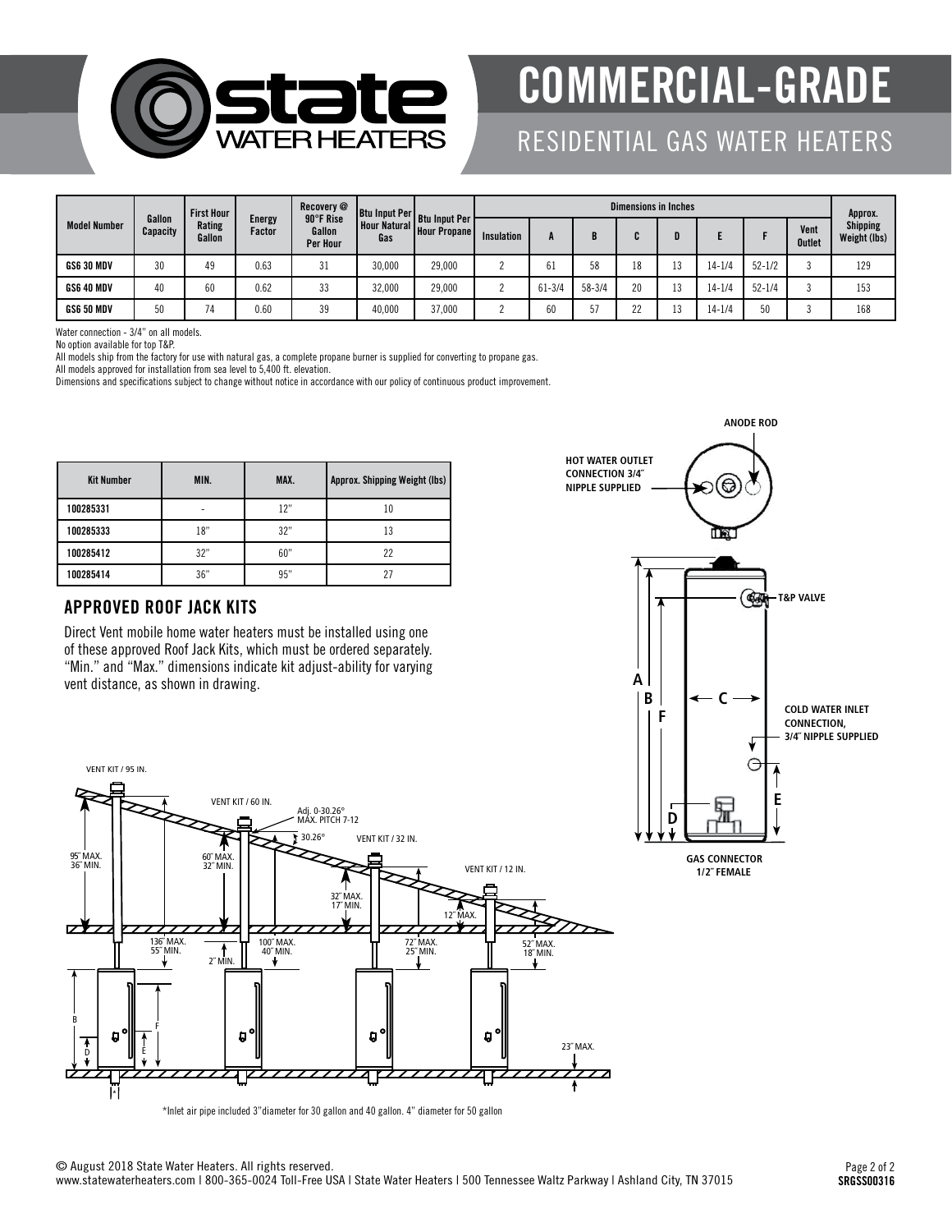# COMMERCIAL-GRADE

## RESIDENTIAL GAS WATER HEATERS

| Model Number | Gallon Capacity | First Hour Rating Gallon | Energy Factor | Recovery @ 90°F Rise Gallon Per Hour | Btu Input Per Hour Natural Gas | Btu Input Per Hour Propane | Dimensions in Inches | | | | | | | | Approx. Shipping Weight (lbs) |
|---|---|---|---|---|---|---|---|---|---|---|---|---|---|---|---|
| | | | | | | | Insulation | A | B | C | D | E | F | Vent Outlet | |
| GS6 30 MDV | 30 | 49 | 0.63 | 31 | 30,000 | 29,000 | 2 | 61 | 58 | 18 | 13 | 14-1/4 | 52-1/2 | 3 | 129 |
| GS6 40 MDV | 40 | 60 | 0.62 | 33 | 32,000 | 29,000 | 2 | 61-3/4 | 58-3/4 | 20 | 13 | 14-1/4 | 52-1/4 | 3 | 153 |
| GS6 50 MDV | 50 | 74 | 0.60 | 39 | 40,000 | 37,000 | 2 | 60 | 57 | 22 | 13 | 14-1/4 | 50 | 3 | 168 |

Water connection - 3/4" on all models.
No option available for top T&P.
All models ship from the factory for use with natural gas, a complete propane burner is supplied for converting to propane gas.
All models approved for installation from sea level to 5,400 ft. elevation.
Dimensions and specifications subject to change without notice in accordance with our policy of continuous product improvement.

| Kit Number | MIN. | MAX. | Approx. Shipping Weight (lbs) |
|---|---|---|---|
| 100285331 | - | 12" | 10 |
| 100285333 | 18" | 32" | 13 |
| 100285412 | 32" | 60" | 22 |
| 100285414 | 36" | 95" | 27 |

## APPROVED ROOF JACK KITS

Direct Vent mobile home water heaters must be installed using one of these approved Roof Jack Kits, which must be ordered separately. "Min." and "Max." dimensions indicate kit adjust-ability for varying vent distance, as shown in drawing.

ANODE ROD
HOT WATER OUTLET CONNECTION 3/4" NIPPLE SUPPLIED
T&P VALVE
A
B
C
F
COLD WATER INLET CONNECTION, 3/4" NIPPLE SUPPLIED
E
D
GAS CONNECTOR 1/2" FEMALE

VENT KIT / 95 IN.
VENT KIT / 60 IN.
Adj. 0-30.26° MAX. PITCH 7-12
30.26°
VENT KIT / 32 IN.
VENT KIT / 12 IN.
95" MAX. 36" MIN.
60" MAX. 32" MIN.
32" MAX. 17" MIN.
12" MAX.
136" MAX. 55" MIN.
2" MIN.
100" MAX. 40" MIN.
72" MAX. 25" MIN.
52" MAX. 18" MIN.
23" MAX.
B
F
D
E

*Inlet air pipe included 3" diameter for 30 gallon and 40 gallon. 4" diameter for 50 gallon

© August 2018 State Water Heaters. All rights reserved.
www.statewaterheaters.com | 800-365-0024 Toll-Free USA | State Water Heaters | 500 Tennessee Waltz Parkway | Ashland City, TN 37015

SRGSS00316